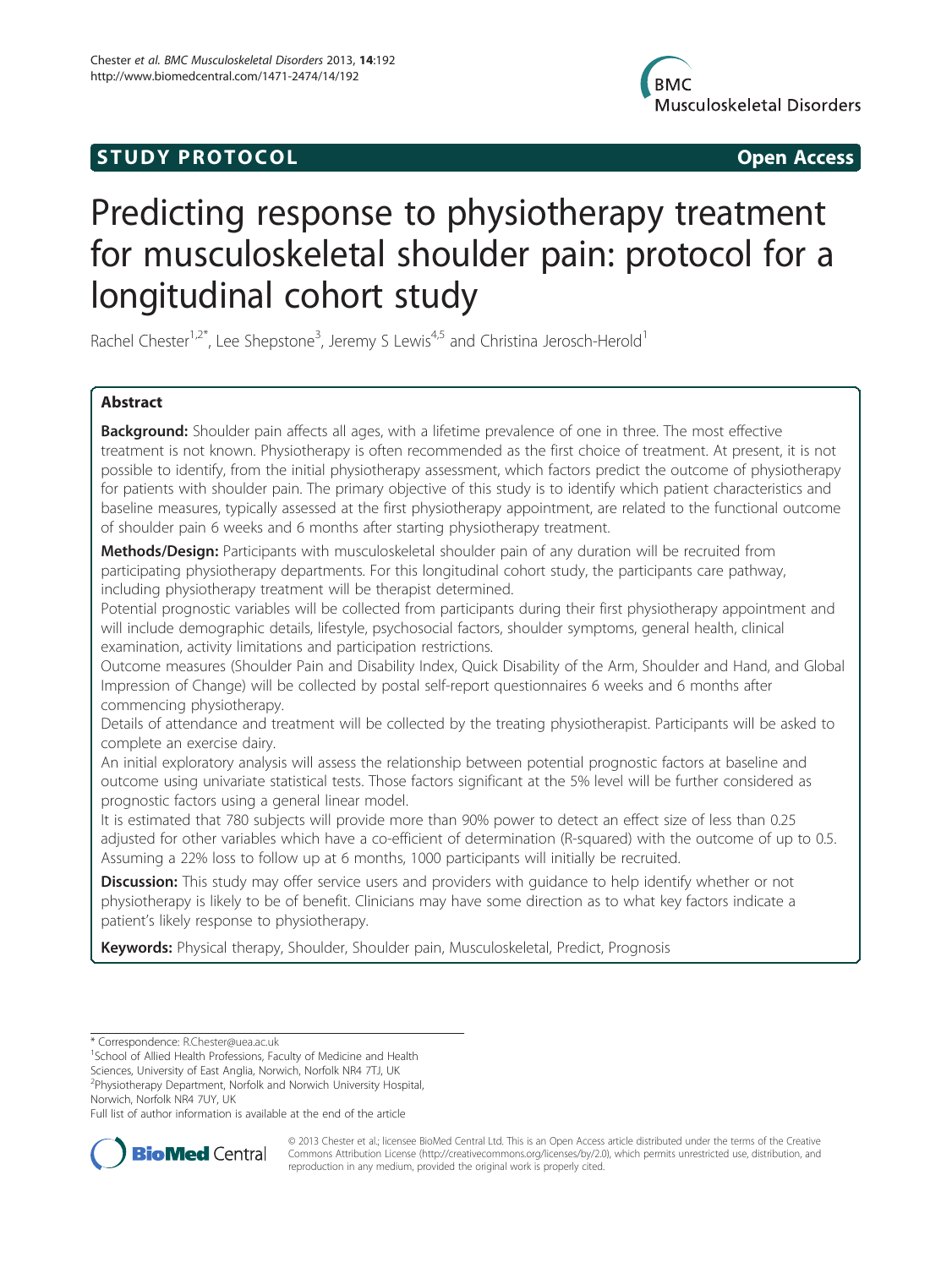STUDY PROTOCOL Open Access

# Predicting response to physiotherapy treatment for musculoskeletal shoulder pain: protocol for a longitudinal cohort study

Rachel Chester[1,2*], Lee Shepstone[3], Jeremy S Lewis[4,5] and Christina Jerosch-Herold[1]

## Abstract

**Background:** Shoulder pain affects all ages, with a lifetime prevalence of one in three. The most effective treatment is not known. Physiotherapy is often recommended as the first choice of treatment. At present, it is not possible to identify, from the initial physiotherapy assessment, which factors predict the outcome of physiotherapy for patients with shoulder pain. The primary objective of this study is to identify which patient characteristics and baseline measures, typically assessed at the first physiotherapy appointment, are related to the functional outcome of shoulder pain 6 weeks and 6 months after starting physiotherapy treatment.

**Methods/Design:** Participants with musculoskeletal shoulder pain of any duration will be recruited from participating physiotherapy departments. For this longitudinal cohort study, the participants care pathway, including physiotherapy treatment will be therapist determined.

Potential prognostic variables will be collected from participants during their first physiotherapy appointment and will include demographic details, lifestyle, psychosocial factors, shoulder symptoms, general health, clinical examination, activity limitations and participation restrictions.

Outcome measures (Shoulder Pain and Disability Index, Quick Disability of the Arm, Shoulder and Hand, and Global Impression of Change) will be collected by postal self-report questionnaires 6 weeks and 6 months after commencing physiotherapy.

Details of attendance and treatment will be collected by the treating physiotherapist. Participants will be asked to complete an exercise dairy.

An initial exploratory analysis will assess the relationship between potential prognostic factors at baseline and outcome using univariate statistical tests. Those factors significant at the 5% level will be further considered as prognostic factors using a general linear model.

It is estimated that 780 subjects will provide more than 90% power to detect an effect size of less than 0.25 adjusted for other variables which have a co-efficient of determination (R-squared) with the outcome of up to 0.5. Assuming a 22% loss to follow up at 6 months, 1000 participants will initially be recruited.

**Discussion:** This study may offer service users and providers with guidance to help identify whether or not physiotherapy is likely to be of benefit. Clinicians may have some direction as to what key factors indicate a patient's likely response to physiotherapy.

**Keywords:** Physical therapy, Shoulder, Shoulder pain, Musculoskeletal, Predict, Prognosis

\* Correspondence: R.Chester@uea.ac.uk

[1]School of Allied Health Professions, Faculty of Medicine and Health Sciences, University of East Anglia, Norwich, Norfolk NR4 7TJ, UK

[2]Physiotherapy Department, Norfolk and Norwich University Hospital, Norwich, Norfolk NR4 7UY, UK

Full list of author information is available at the end of the article

© 2013 Chester et al.; licensee BioMed Central Ltd. This is an Open Access article distributed under the terms of the Creative Commons Attribution License (http://creativecommons.org/licenses/by/2.0), which permits unrestricted use, distribution, and reproduction in any medium, provided the original work is properly cited.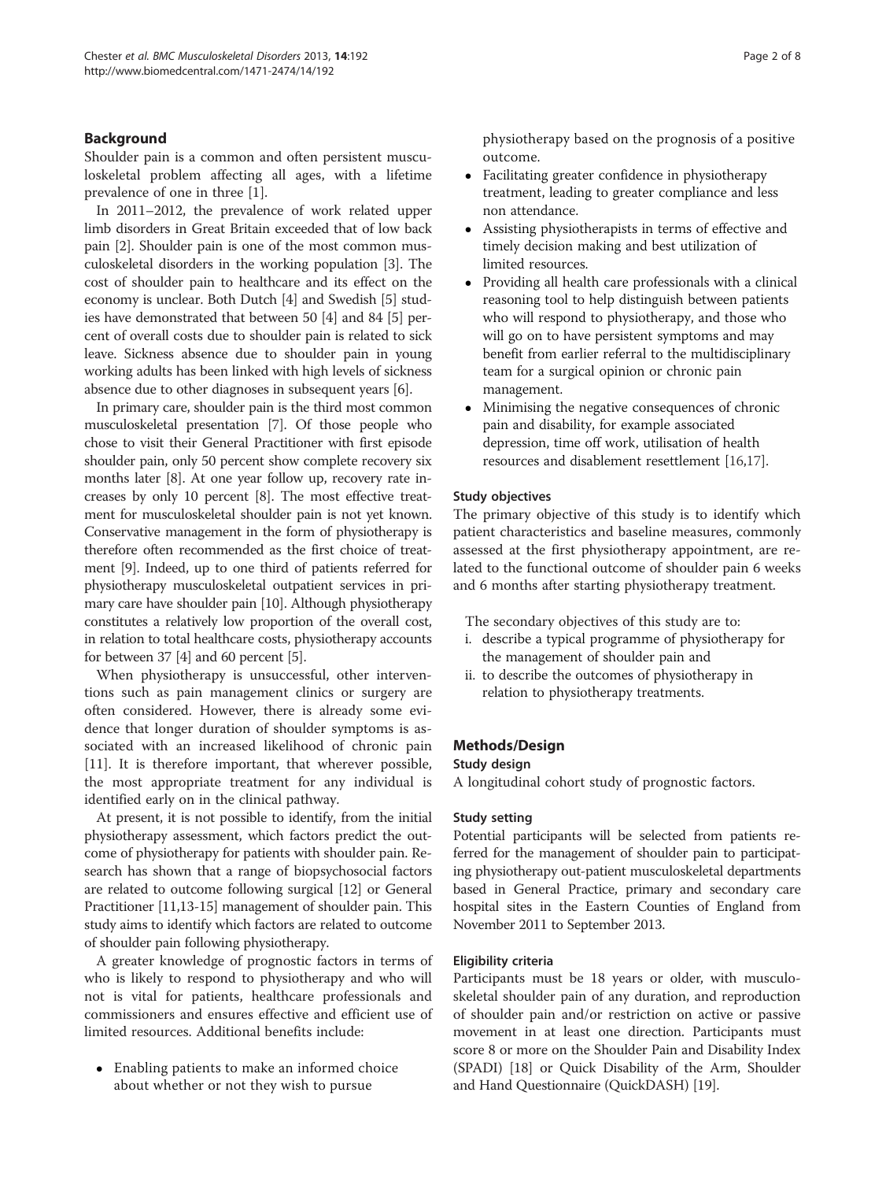## Background

Shoulder pain is a common and often persistent musculoskeletal problem affecting all ages, with a lifetime prevalence of one in three [1].

In 2011–2012, the prevalence of work related upper limb disorders in Great Britain exceeded that of low back pain [2]. Shoulder pain is one of the most common musculoskeletal disorders in the working population [3]. The cost of shoulder pain to healthcare and its effect on the economy is unclear. Both Dutch [4] and Swedish [5] studies have demonstrated that between 50 [4] and 84 [5] percent of overall costs due to shoulder pain is related to sick leave. Sickness absence due to shoulder pain in young working adults has been linked with high levels of sickness absence due to other diagnoses in subsequent years [6].

In primary care, shoulder pain is the third most common musculoskeletal presentation [7]. Of those people who chose to visit their General Practitioner with first episode shoulder pain, only 50 percent show complete recovery six months later [8]. At one year follow up, recovery rate increases by only 10 percent [8]. The most effective treatment for musculoskeletal shoulder pain is not yet known. Conservative management in the form of physiotherapy is therefore often recommended as the first choice of treatment [9]. Indeed, up to one third of patients referred for physiotherapy musculoskeletal outpatient services in primary care have shoulder pain [10]. Although physiotherapy constitutes a relatively low proportion of the overall cost, in relation to total healthcare costs, physiotherapy accounts for between 37 [4] and 60 percent [5].

When physiotherapy is unsuccessful, other interventions such as pain management clinics or surgery are often considered. However, there is already some evidence that longer duration of shoulder symptoms is associated with an increased likelihood of chronic pain [11]. It is therefore important, that wherever possible, the most appropriate treatment for any individual is identified early on in the clinical pathway.

At present, it is not possible to identify, from the initial physiotherapy assessment, which factors predict the outcome of physiotherapy for patients with shoulder pain. Research has shown that a range of biopsychosocial factors are related to outcome following surgical [12] or General Practitioner [11,13-15] management of shoulder pain. This study aims to identify which factors are related to outcome of shoulder pain following physiotherapy.

A greater knowledge of prognostic factors in terms of who is likely to respond to physiotherapy and who will not is vital for patients, healthcare professionals and commissioners and ensures effective and efficient use of limited resources. Additional benefits include:

- Enabling patients to make an informed choice about whether or not they wish to pursue physiotherapy based on the prognosis of a positive outcome.
- Facilitating greater confidence in physiotherapy treatment, leading to greater compliance and less non attendance.
- Assisting physiotherapists in terms of effective and timely decision making and best utilization of limited resources.
- Providing all health care professionals with a clinical reasoning tool to help distinguish between patients who will respond to physiotherapy, and those who will go on to have persistent symptoms and may benefit from earlier referral to the multidisciplinary team for a surgical opinion or chronic pain management.
- Minimising the negative consequences of chronic pain and disability, for example associated depression, time off work, utilisation of health resources and disablement resettlement [16,17].

### Study objectives

The primary objective of this study is to identify which patient characteristics and baseline measures, commonly assessed at the first physiotherapy appointment, are related to the functional outcome of shoulder pain 6 weeks and 6 months after starting physiotherapy treatment.

The secondary objectives of this study are to:

i. describe a typical programme of physiotherapy for the management of shoulder pain and
ii. to describe the outcomes of physiotherapy in relation to physiotherapy treatments.

## Methods/Design

### Study design

A longitudinal cohort study of prognostic factors.

### Study setting

Potential participants will be selected from patients referred for the management of shoulder pain to participating physiotherapy out-patient musculoskeletal departments based in General Practice, primary and secondary care hospital sites in the Eastern Counties of England from November 2011 to September 2013.

### Eligibility criteria

Participants must be 18 years or older, with musculoskeletal shoulder pain of any duration, and reproduction of shoulder pain and/or restriction on active or passive movement in at least one direction. Participants must score 8 or more on the Shoulder Pain and Disability Index (SPADI) [18] or Quick Disability of the Arm, Shoulder and Hand Questionnaire (QuickDASH) [19].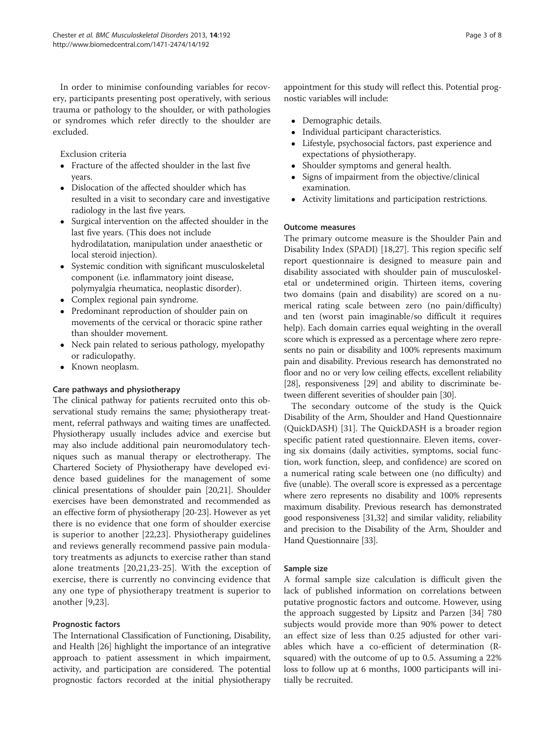In order to minimise confounding variables for recovery, participants presenting post operatively, with serious trauma or pathology to the shoulder, or with pathologies or syndromes which refer directly to the shoulder are excluded.

Exclusion criteria

- Fracture of the affected shoulder in the last five years.
- Dislocation of the affected shoulder which has resulted in a visit to secondary care and investigative radiology in the last five years.
- Surgical intervention on the affected shoulder in the last five years. (This does not include hydrodilatation, manipulation under anaesthetic or local steroid injection).
- Systemic condition with significant musculoskeletal component (i.e. inflammatory joint disease, polymyalgia rheumatica, neoplastic disorder).
- Complex regional pain syndrome.
- Predominant reproduction of shoulder pain on movements of the cervical or thoracic spine rather than shoulder movement.
- Neck pain related to serious pathology, myelopathy or radiculopathy.
- Known neoplasm.

### Care pathways and physiotherapy

The clinical pathway for patients recruited onto this observational study remains the same; physiotherapy treatment, referral pathways and waiting times are unaffected. Physiotherapy usually includes advice and exercise but may also include additional pain neuromodulatory techniques such as manual therapy or electrotherapy. The Chartered Society of Physiotherapy have developed evidence based guidelines for the management of some clinical presentations of shoulder pain [20,21]. Shoulder exercises have been demonstrated and recommended as an effective form of physiotherapy [20-23]. However as yet there is no evidence that one form of shoulder exercise is superior to another [22,23]. Physiotherapy guidelines and reviews generally recommend passive pain modulatory treatments as adjuncts to exercise rather than stand alone treatments [20,21,23-25]. With the exception of exercise, there is currently no convincing evidence that any one type of physiotherapy treatment is superior to another [9,23].

### Prognostic factors

The International Classification of Functioning, Disability, and Health [26] highlight the importance of an integrative approach to patient assessment in which impairment, activity, and participation are considered. The potential prognostic factors recorded at the initial physiotherapy appointment for this study will reflect this. Potential prognostic variables will include:

- Demographic details.
- Individual participant characteristics.
- Lifestyle, psychosocial factors, past experience and expectations of physiotherapy.
- Shoulder symptoms and general health.
- Signs of impairment from the objective/clinical examination.
- Activity limitations and participation restrictions.

### Outcome measures

The primary outcome measure is the Shoulder Pain and Disability Index (SPADI) [18,27]. This region specific self report questionnaire is designed to measure pain and disability associated with shoulder pain of musculoskeletal or undetermined origin. Thirteen items, covering two domains (pain and disability) are scored on a numerical rating scale between zero (no pain/difficulty) and ten (worst pain imaginable/so difficult it requires help). Each domain carries equal weighting in the overall score which is expressed as a percentage where zero represents no pain or disability and 100% represents maximum pain and disability. Previous research has demonstrated no floor and no or very low ceiling effects, excellent reliability [28], responsiveness [29] and ability to discriminate between different severities of shoulder pain [30].

The secondary outcome of the study is the Quick Disability of the Arm, Shoulder and Hand Questionnaire (QuickDASH) [31]. The QuickDASH is a broader region specific patient rated questionnaire. Eleven items, covering six domains (daily activities, symptoms, social function, work function, sleep, and confidence) are scored on a numerical rating scale between one (no difficulty) and five (unable). The overall score is expressed as a percentage where zero represents no disability and 100% represents maximum disability. Previous research has demonstrated good responsiveness [31,32] and similar validity, reliability and precision to the Disability of the Arm, Shoulder and Hand Questionnaire [33].

### Sample size

A formal sample size calculation is difficult given the lack of published information on correlations between putative prognostic factors and outcome. However, using the approach suggested by Lipsitz and Parzen [34] 780 subjects would provide more than 90% power to detect an effect size of less than 0.25 adjusted for other variables which have a co-efficient of determination (R-squared) with the outcome of up to 0.5. Assuming a 22% loss to follow up at 6 months, 1000 participants will initially be recruited.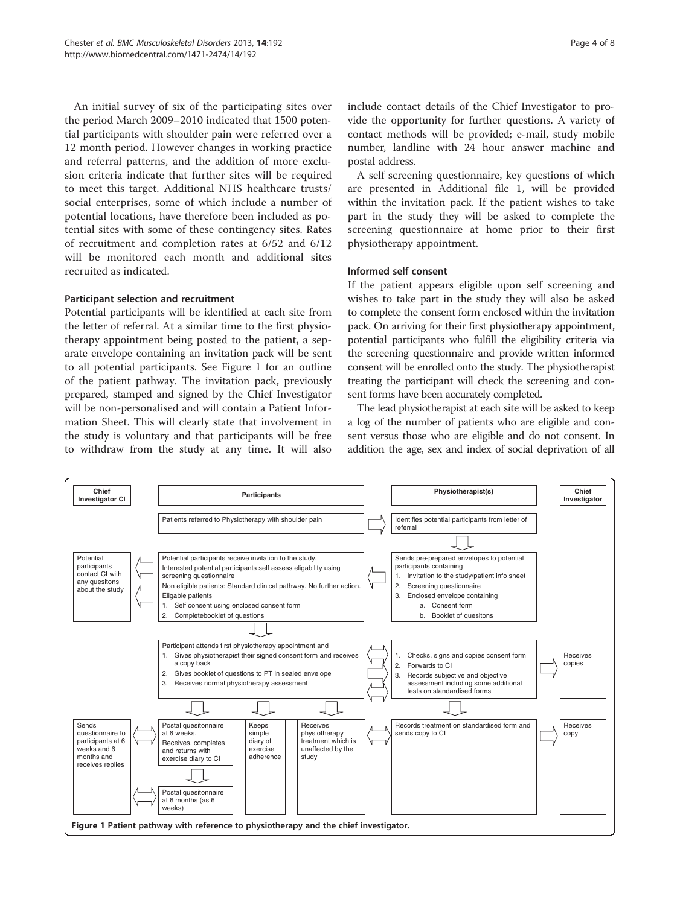An initial survey of six of the participating sites over the period March 2009–2010 indicated that 1500 potential participants with shoulder pain were referred over a 12 month period. However changes in working practice and referral patterns, and the addition of more exclusion criteria indicate that further sites will be required to meet this target. Additional NHS healthcare trusts/ social enterprises, some of which include a number of potential locations, have therefore been included as potential sites with some of these contingency sites. Rates of recruitment and completion rates at 6/52 and 6/12 will be monitored each month and additional sites recruited as indicated.

### Participant selection and recruitment

Potential participants will be identified at each site from the letter of referral. At a similar time to the first physiotherapy appointment being posted to the patient, a separate envelope containing an invitation pack will be sent to all potential participants. See Figure 1 for an outline of the patient pathway. The invitation pack, previously prepared, stamped and signed by the Chief Investigator will be non-personalised and will contain a Patient Information Sheet. This will clearly state that involvement in the study is voluntary and that participants will be free to withdraw from the study at any time. It will also include contact details of the Chief Investigator to provide the opportunity for further questions. A variety of contact methods will be provided; e-mail, study mobile number, landline with 24 hour answer machine and postal address.

A self screening questionnaire, key questions of which are presented in Additional file 1, will be provided within the invitation pack. If the patient wishes to take part in the study they will be asked to complete the screening questionnaire at home prior to their first physiotherapy appointment.

### Informed self consent

If the patient appears eligible upon self screening and wishes to take part in the study they will also be asked to complete the consent form enclosed within the invitation pack. On arriving for their first physiotherapy appointment, potential participants who fulfill the eligibility criteria via the screening questionnaire and provide written informed consent will be enrolled onto the study. The physiotherapist treating the participant will check the screening and consent forms have been accurately completed.

The lead physiotherapist at each site will be asked to keep a log of the number of patients who are eligible and consent versus those who are eligible and do not consent. In addition the age, sex and index of social deprivation of all

Chief Investigator CI

Participants

Physiotherapist(s)

Chief Investigator

Patients referred to Physiotherapy with shoulder pain

Identifies potential participants from letter of referral

Potential participants contact CI with any quesitons about the study

Potential participants receive invitation to the study.
Interested potential participants self assess eligability using screening questionnaire
Non eligible patients: Standard clinical pathway. No further action.
Eligable patients
1. Self consent using enclosed consent form
2. Completebooklet of questions

Sends pre-prepared envelopes to potential participants containing
1. Invitation to the study/patient info sheet
2. Screening questionnaire
3. Enclosed envelope containing
a. Consent form
b. Booklet of quesitons

Participant attends first physiotherapy appointment and
1. Gives physiotherapist their signed consent form and receives a copy back
2. Gives booklet of questions to PT in sealed envelope
3. Receives normal physiotherapy assessment

1. Checks, signs and copies consent form
2. Forwards to CI
3. Records subjective and objective assessment including some additional tests on standardised forms

Receives copies

Sends quesitonnaire to participants at 6 weeks and 6 months and receives replies

Postal quesitonnaire at 6 weeks.
Receives, completes and returns with exercise diary to CI

Keeps simple diary of exercise adherence

Receives physiotherapy treatment which is unaffected by the study

Records treatment on standardised form and sends copy to CI

Receives copy

Postal quesitonnaire at 6 months (as 6 weeks)

**Figure 1** Patient pathway with reference to physiotherapy and the chief investigator.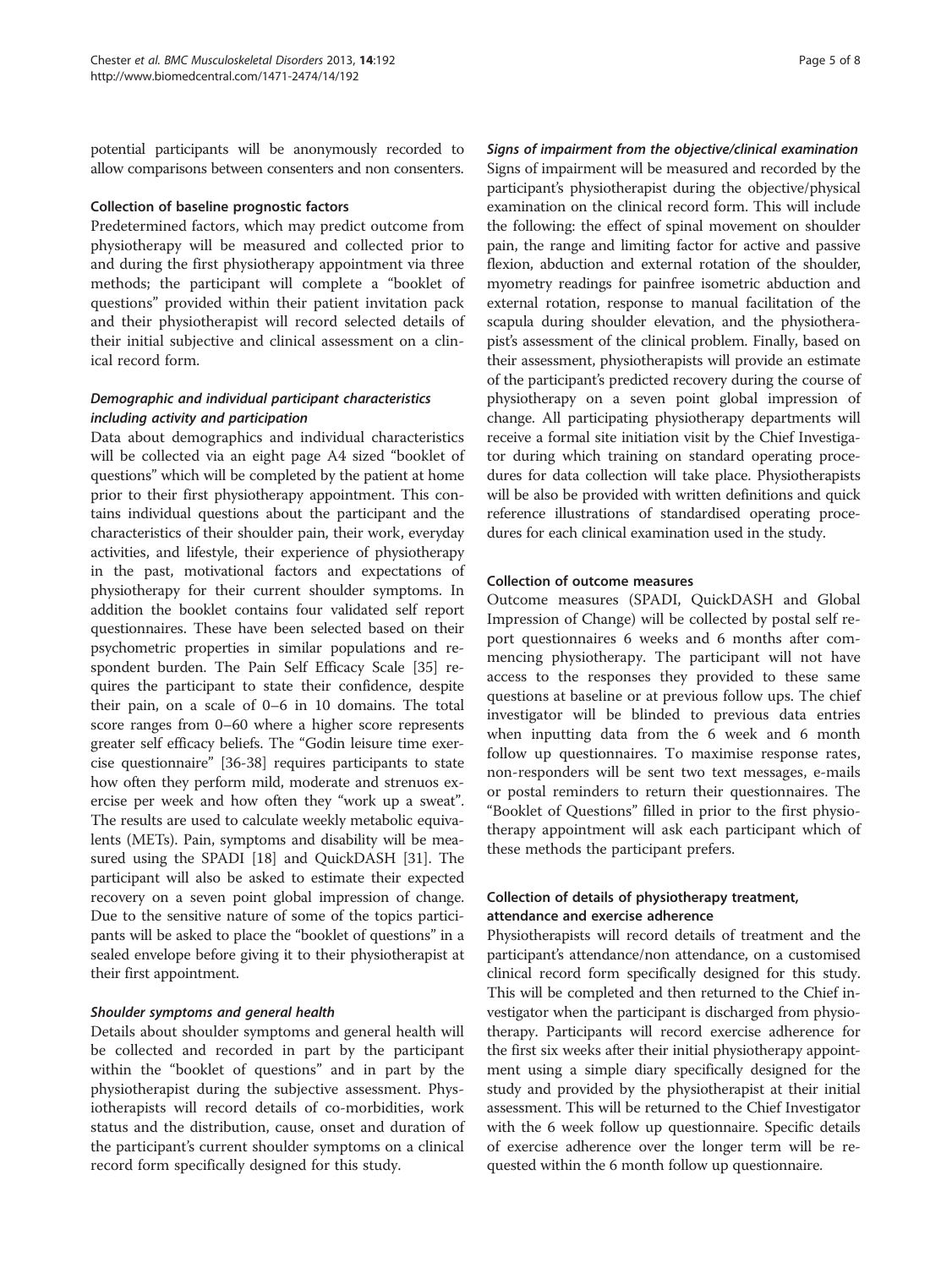potential participants will be anonymously recorded to allow comparisons between consenters and non consenters.

### Collection of baseline prognostic factors

Predetermined factors, which may predict outcome from physiotherapy will be measured and collected prior to and during the first physiotherapy appointment via three methods; the participant will complete a "booklet of questions" provided within their patient invitation pack and their physiotherapist will record selected details of their initial subjective and clinical assessment on a clinical record form.

#### *Demographic and individual participant characteristics including activity and participation*

Data about demographics and individual characteristics will be collected via an eight page A4 sized "booklet of questions" which will be completed by the patient at home prior to their first physiotherapy appointment. This contains individual questions about the participant and the characteristics of their shoulder pain, their work, everyday activities, and lifestyle, their experience of physiotherapy in the past, motivational factors and expectations of physiotherapy for their current shoulder symptoms. In addition the booklet contains four validated self report questionnaires. These have been selected based on their psychometric properties in similar populations and respondent burden. The Pain Self Efficacy Scale [35] requires the participant to state their confidence, despite their pain, on a scale of 0–6 in 10 domains. The total score ranges from 0–60 where a higher score represents greater self efficacy beliefs. The "Godin leisure time exercise questionnaire" [36-38] requires participants to state how often they perform mild, moderate and strenuos exercise per week and how often they "work up a sweat". The results are used to calculate weekly metabolic equivalents (METs). Pain, symptoms and disability will be measured using the SPADI [18] and QuickDASH [31]. The participant will also be asked to estimate their expected recovery on a seven point global impression of change. Due to the sensitive nature of some of the topics participants will be asked to place the "booklet of questions" in a sealed envelope before giving it to their physiotherapist at their first appointment.

#### *Shoulder symptoms and general health*

Details about shoulder symptoms and general health will be collected and recorded in part by the participant within the "booklet of questions" and in part by the physiotherapist during the subjective assessment. Physiotherapists will record details of co-morbidities, work status and the distribution, cause, onset and duration of the participant's current shoulder symptoms on a clinical record form specifically designed for this study.

#### *Signs of impairment from the objective/clinical examination*

Signs of impairment will be measured and recorded by the participant's physiotherapist during the objective/physical examination on the clinical record form. This will include the following: the effect of spinal movement on shoulder pain, the range and limiting factor for active and passive flexion, abduction and external rotation of the shoulder, myometry readings for painfree isometric abduction and external rotation, response to manual facilitation of the scapula during shoulder elevation, and the physiotherapist's assessment of the clinical problem. Finally, based on their assessment, physiotherapists will provide an estimate of the participant's predicted recovery during the course of physiotherapy on a seven point global impression of change. All participating physiotherapy departments will receive a formal site initiation visit by the Chief Investigator during which training on standard operating procedures for data collection will take place. Physiotherapists will be also be provided with written definitions and quick reference illustrations of standardised operating procedures for each clinical examination used in the study.

### Collection of outcome measures

Outcome measures (SPADI, QuickDASH and Global Impression of Change) will be collected by postal self report questionnaires 6 weeks and 6 months after commencing physiotherapy. The participant will not have access to the responses they provided to these same questions at baseline or at previous follow ups. The chief investigator will be blinded to previous data entries when inputting data from the 6 week and 6 month follow up questionnaires. To maximise response rates, non-responders will be sent two text messages, e-mails or postal reminders to return their questionnaires. The "Booklet of Questions" filled in prior to the first physiotherapy appointment will ask each participant which of these methods the participant prefers.

### Collection of details of physiotherapy treatment, attendance and exercise adherence

Physiotherapists will record details of treatment and the participant's attendance/non attendance, on a customised clinical record form specifically designed for this study. This will be completed and then returned to the Chief investigator when the participant is discharged from physiotherapy. Participants will record exercise adherence for the first six weeks after their initial physiotherapy appointment using a simple diary specifically designed for the study and provided by the physiotherapist at their initial assessment. This will be returned to the Chief Investigator with the 6 week follow up questionnaire. Specific details of exercise adherence over the longer term will be requested within the 6 month follow up questionnaire.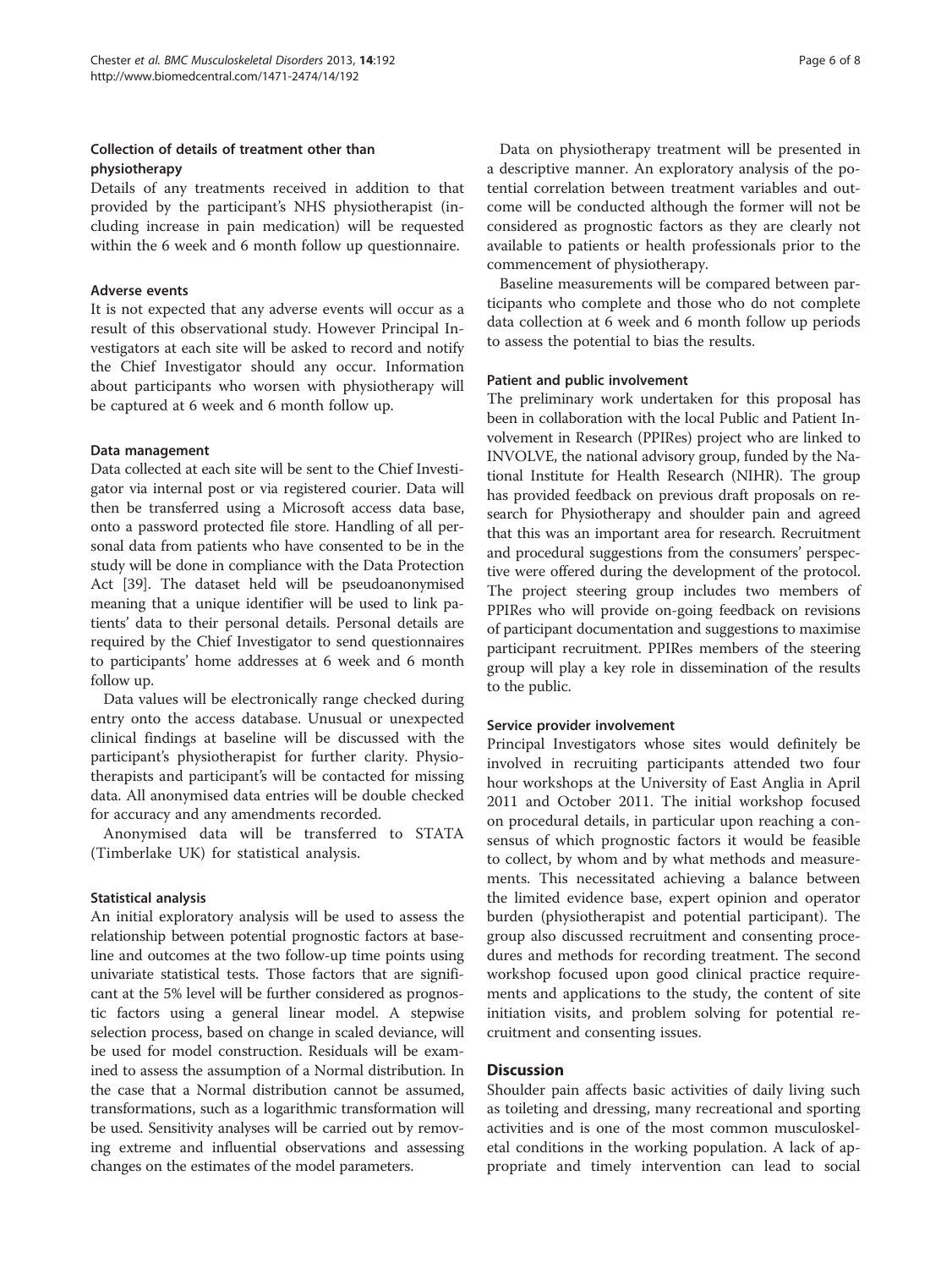#### Collection of details of treatment other than physiotherapy

Details of any treatments received in addition to that provided by the participant's NHS physiotherapist (including increase in pain medication) will be requested within the 6 week and 6 month follow up questionnaire.

#### Adverse events

It is not expected that any adverse events will occur as a result of this observational study. However Principal Investigators at each site will be asked to record and notify the Chief Investigator should any occur. Information about participants who worsen with physiotherapy will be captured at 6 week and 6 month follow up.

#### Data management

Data collected at each site will be sent to the Chief Investigator via internal post or via registered courier. Data will then be transferred using a Microsoft access data base, onto a password protected file store. Handling of all personal data from patients who have consented to be in the study will be done in compliance with the Data Protection Act [39]. The dataset held will be pseudoanonymised meaning that a unique identifier will be used to link patients' data to their personal details. Personal details are required by the Chief Investigator to send questionnaires to participants' home addresses at 6 week and 6 month follow up.

Data values will be electronically range checked during entry onto the access database. Unusual or unexpected clinical findings at baseline will be discussed with the participant's physiotherapist for further clarity. Physiotherapists and participant's will be contacted for missing data. All anonymised data entries will be double checked for accuracy and any amendments recorded.

Anonymised data will be transferred to STATA (Timberlake UK) for statistical analysis.

#### Statistical analysis

An initial exploratory analysis will be used to assess the relationship between potential prognostic factors at baseline and outcomes at the two follow-up time points using univariate statistical tests. Those factors that are significant at the 5% level will be further considered as prognostic factors using a general linear model. A stepwise selection process, based on change in scaled deviance, will be used for model construction. Residuals will be examined to assess the assumption of a Normal distribution. In the case that a Normal distribution cannot be assumed, transformations, such as a logarithmic transformation will be used. Sensitivity analyses will be carried out by removing extreme and influential observations and assessing changes on the estimates of the model parameters.

Data on physiotherapy treatment will be presented in a descriptive manner. An exploratory analysis of the potential correlation between treatment variables and outcome will be conducted although the former will not be considered as prognostic factors as they are clearly not available to patients or health professionals prior to the commencement of physiotherapy.

Baseline measurements will be compared between participants who complete and those who do not complete data collection at 6 week and 6 month follow up periods to assess the potential to bias the results.

#### Patient and public involvement

The preliminary work undertaken for this proposal has been in collaboration with the local Public and Patient Involvement in Research (PPIRes) project who are linked to INVOLVE, the national advisory group, funded by the National Institute for Health Research (NIHR). The group has provided feedback on previous draft proposals on research for Physiotherapy and shoulder pain and agreed that this was an important area for research. Recruitment and procedural suggestions from the consumers' perspective were offered during the development of the protocol. The project steering group includes two members of PPIRes who will provide on-going feedback on revisions of participant documentation and suggestions to maximise participant recruitment. PPIRes members of the steering group will play a key role in dissemination of the results to the public.

#### Service provider involvement

Principal Investigators whose sites would definitely be involved in recruiting participants attended two four hour workshops at the University of East Anglia in April 2011 and October 2011. The initial workshop focused on procedural details, in particular upon reaching a consensus of which prognostic factors it would be feasible to collect, by whom and by what methods and measurements. This necessitated achieving a balance between the limited evidence base, expert opinion and operator burden (physiotherapist and potential participant). The group also discussed recruitment and consenting procedures and methods for recording treatment. The second workshop focused upon good clinical practice requirements and applications to the study, the content of site initiation visits, and problem solving for potential recruitment and consenting issues.

## Discussion

Shoulder pain affects basic activities of daily living such as toileting and dressing, many recreational and sporting activities and is one of the most common musculoskeletal conditions in the working population. A lack of appropriate and timely intervention can lead to social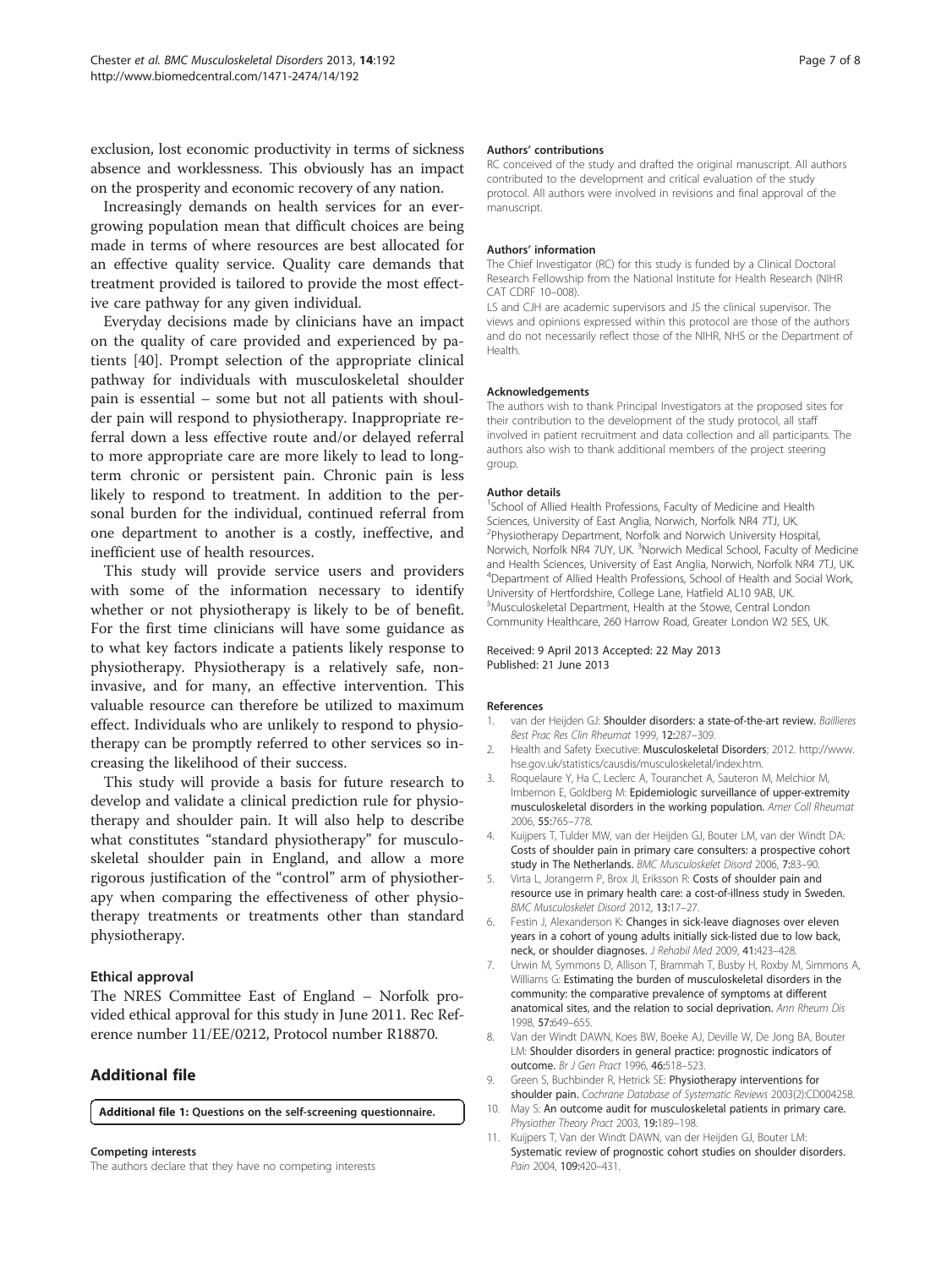exclusion, lost economic productivity in terms of sickness absence and worklessness. This obviously has an impact on the prosperity and economic recovery of any nation.

Increasingly demands on health services for an ever-growing population mean that difficult choices are being made in terms of where resources are best allocated for an effective quality service. Quality care demands that treatment provided is tailored to provide the most effective care pathway for any given individual.

Everyday decisions made by clinicians have an impact on the quality of care provided and experienced by patients [40]. Prompt selection of the appropriate clinical pathway for individuals with musculoskeletal shoulder pain is essential – some but not all patients with shoulder pain will respond to physiotherapy. Inappropriate referral down a less effective route and/or delayed referral to more appropriate care are more likely to lead to long-term chronic or persistent pain. Chronic pain is less likely to respond to treatment. In addition to the personal burden for the individual, continued referral from one department to another is a costly, ineffective, and inefficient use of health resources.

This study will provide service users and providers with some of the information necessary to identify whether or not physiotherapy is likely to be of benefit. For the first time clinicians will have some guidance as to what key factors indicate a patients likely response to physiotherapy. Physiotherapy is a relatively safe, non-invasive, and for many, an effective intervention. This valuable resource can therefore be utilized to maximum effect. Individuals who are unlikely to respond to physiotherapy can be promptly referred to other services so increasing the likelihood of their success.

This study will provide a basis for future research to develop and validate a clinical prediction rule for physiotherapy and shoulder pain. It will also help to describe what constitutes "standard physiotherapy" for musculoskeletal shoulder pain in England, and allow a more rigorous justification of the "control" arm of physiotherapy when comparing the effectiveness of other physiotherapy treatments or treatments other than standard physiotherapy.

### Ethical approval

The NRES Committee East of England – Norfolk provided ethical approval for this study in June 2011. Rec Reference number 11/EE/0212, Protocol number R18870.

## Additional file

**Additional file 1: Questions on the self-screening questionnaire.**

### Competing interests

The authors declare that they have no competing interests

### Authors' contributions

RC conceived of the study and drafted the original manuscript. All authors contributed to the development and critical evaluation of the study protocol. All authors were involved in revisions and final approval of the manuscript.

### Authors' information

The Chief Investigator (RC) for this study is funded by a Clinical Doctoral Research Fellowship from the National Institute for Health Research (NIHR CAT CDRF 10–008).

LS and CJH are academic supervisors and JS the clinical supervisor. The views and opinions expressed within this protocol are those of the authors and do not necessarily reflect those of the NIHR, NHS or the Department of Health.

### Acknowledgements

The authors wish to thank Principal Investigators at the proposed sites for their contribution to the development of the study protocol, all staff involved in patient recruitment and data collection and all participants. The authors also wish to thank additional members of the project steering group.

### Author details

[1]School of Allied Health Professions, Faculty of Medicine and Health Sciences, University of East Anglia, Norwich, Norfolk NR4 7TJ, UK. [2]Physiotherapy Department, Norfolk and Norwich University Hospital, Norwich, Norfolk NR4 7UY, UK. [3]Norwich Medical School, Faculty of Medicine and Health Sciences, University of East Anglia, Norwich, Norfolk NR4 7TJ, UK. [4]Department of Allied Health Professions, School of Health and Social Work, University of Hertfordshire, College Lane, Hatfield AL10 9AB, UK. [5]Musculoskeletal Department, Health at the Stowe, Central London Community Healthcare, 260 Harrow Road, Greater London W2 5ES, UK.

Received: 9 April 2013 Accepted: 22 May 2013
Published: 21 June 2013

### References

1. van der Heijden GJ: **Shoulder disorders: a state-of-the-art review.** *Baillieres Best Prac Res Clin Rheumat* 1999, **12:**287–309.
2. Health and Safety Executive: **Musculoskeletal Disorders**; 2012. http://www.hse.gov.uk/statistics/causdis/musculoskeletal/index.htm.
3. Roquelaure Y, Ha C, Leclerc A, Touranchet A, Sauteron M, Melchior M, Imbernon E, Goldberg M: **Epidemiologic surveillance of upper-extremity musculoskeletal disorders in the working population.** *Amer Coll Rheumat* 2006, **55:**765–778.
4. Kuijpers T, Tulder MW, van der Heijden GJ, Bouter LM, van der Windt DA: **Costs of shoulder pain in primary care consulters: a prospective cohort study in The Netherlands.** *BMC Musculoskelet Disord* 2006, **7:**83–90.
5. Virta L, Jorangerm P, Brox JI, Eriksson R: **Costs of shoulder pain and resource use in primary health care: a cost-of-illness study in Sweden.** *BMC Musculoskelet Disord* 2012, **13:**17–27.
6. Festin J, Alexanderson K: **Changes in sick-leave diagnoses over eleven years in a cohort of young adults initially sick-listed due to low back, neck, or shoulder diagnoses.** *J Rehabil Med* 2009, **41:**423–428.
7. Urwin M, Symmons D, Allison T, Brammah T, Busby H, Roxby M, Simmons A, Williams G: **Estimating the burden of musculoskeletal disorders in the community: the comparative prevalence of symptoms at different anatomical sites, and the relation to social deprivation.** *Ann Rheum Dis* 1998, **57:**649–655.
8. Van der Windt DAWN, Koes BW, Boeke AJ, Deville W, De Jong BA, Bouter LM: **Shoulder disorders in general practice: prognostic indicators of outcome.** *Br J Gen Pract* 1996, **46:**518–523.
9. Green S, Buchbinder R, Hetrick SE: **Physiotherapy interventions for shoulder pain.** *Cochrane Database of Systematic Reviews* 2003(2):CD004258.
10. May S: **An outcome audit for musculoskeletal patients in primary care.** *Physiother Theory Pract* 2003, **19:**189–198.
11. Kuijpers T, Van der Windt DAWN, van der Heijden GJ, Bouter LM: **Systematic review of prognostic cohort studies on shoulder disorders.** *Pain* 2004, **109:**420–431.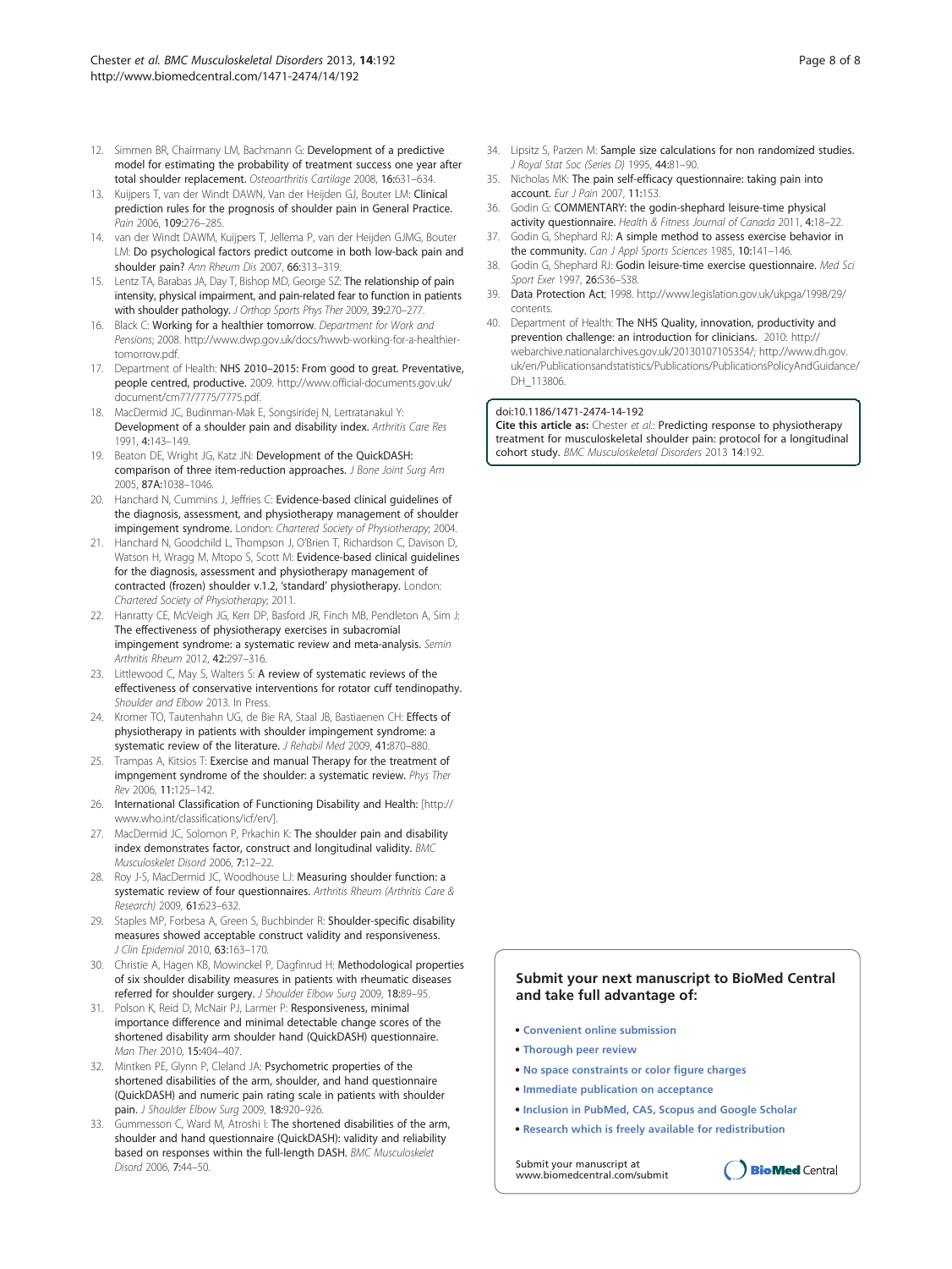12. Simmen BR, Chairmany LM, Bachmann G: **Development of a predictive model for estimating the probability of treatment success one year after total shoulder replacement.** *Osteoarthritis Cartilage* 2008, **16:**631–634.
13. Kuijpers T, van der Windt DAWN, Van der Heijden GJ, Bouter LM: **Clinical prediction rules for the prognosis of shoulder pain in General Practice.** *Pain* 2006, **109:**276–285.
14. van der Windt DAWM, Kuijpers T, Jellema P, van der Heijden GJMG, Bouter LM: **Do psychological factors predict outcome in both low-back pain and shoulder pain?** *Ann Rheum Dis* 2007, **66:**313–319.
15. Lentz TA, Barabas JA, Day T, Bishop MD, George SZ: **The relationship of pain intensity, physical impairment, and pain-related fear to function in patients with shoulder pathology.** *J Orthop Sports Phys Ther* 2009, **39:**270–277.
16. Black C: **Working for a healthier tomorrow**. *Department for Work and Pensions*; 2008. http://www.dwp.gov.uk/docs/hwwb-working-for-a-healthier-tomorrow.pdf.
17. Department of Health: **NHS 2010–2015: From good to great. Preventative, people centred, productive.** 2009. http://www.official-documents.gov.uk/document/cm77/7775/7775.pdf.
18. MacDermid JC, Budinman-Mak E, Songsiridej N, Lertratanakul Y: **Development of a shoulder pain and disability index.** *Arthritis Care Res* 1991, **4:**143–149.
19. Beaton DE, Wright JG, Katz JN: **Development of the QuickDASH: comparison of three item-reduction approaches.** *J Bone Joint Surg Am* 2005, **87A:**1038–1046.
20. Hanchard N, Cummins J, Jeffries C: **Evidence-based clinical guidelines of the diagnosis, assessment, and physiotherapy management of shoulder impingement syndrome.** London: *Chartered Society of Physiotherapy*; 2004.
21. Hanchard N, Goodchild L, Thompson J, O'Brien T, Richardson C, Davison D, Watson H, Wragg M, Mtopo S, Scott M: **Evidence-based clinical guidelines for the diagnosis, assessment and physiotherapy management of contracted (frozen) shoulder v.1.2, 'standard' physiotherapy.** London: *Chartered Society of Physiotherapy*; 2011.
22. Hanratty CE, McVeigh JG, Kerr DP, Basford JR, Finch MB, Pendleton A, Sim J: **The effectiveness of physiotherapy exercises in subacromial impingement syndrome: a systematic review and meta-analysis.** *Semin Arthritis Rheum* 2012, **42:**297–316.
23. Littlewood C, May S, Walters S: **A review of systematic reviews of the effectiveness of conservative interventions for rotator cuff tendinopathy.** *Shoulder and Elbow* 2013. In Press.
24. Kromer TO, Tautenhahn UG, de Bie RA, Staal JB, Bastiaenen CH: **Effects of physiotherapy in patients with shoulder impingement syndrome: a systematic review of the literature.** *J Rehabil Med* 2009, **41:**870–880.
25. Trampas A, Kitsios T: **Exercise and manual Therapy for the treatment of impngement syndrome of the shoulder: a systematic review.** *Phys Ther Rev* 2006, **11:**125–142.
26. International Classification of Functioning Disability and Health: [http://www.who.int/classifications/icf/en/].
27. MacDermid JC, Solomon P, Prkachin K: **The shoulder pain and disability index demonstrates factor, construct and longitudinal validity.** *BMC Musculoskelet Disord* 2006, **7:**12–22.
28. Roy J-S, MacDermid JC, Woodhouse LJ: **Measuring shoulder function: a systematic review of four questionnaires.** *Arthritis Rheum (Arthritis Care & Research)* 2009, **61:**623–632.
29. Staples MP, Forbesa A, Green S, Buchbinder R: **Shoulder-specific disability measures showed acceptable construct validity and responsiveness.** *J Clin Epidemiol* 2010, **63:**163–170.
30. Christie A, Hagen KB, Mowinckel P, Dagfinrud H: **Methodological properties of six shoulder disability measures in patients with rheumatic diseases referred for shoulder surgery.** *J Shoulder Elbow Surg* 2009, **18:**89–95.
31. Polson K, Reid D, McNair PJ, Larmer P: **Responsiveness, minimal importance difference and minimal detectable change scores of the shortened disability arm shoulder hand (QuickDASH) questionnaire.** *Man Ther* 2010, **15:**404–407.
32. Mintken PE, Glynn P, Cleland JA: **Psychometric properties of the shortened disabilities of the arm, shoulder, and hand questionnaire (QuickDASH) and numeric pain rating scale in patients with shoulder pain.** *J Shoulder Elbow Surg* 2009, **18:**920–926.
33. Gummesson C, Ward M, Atroshi I: **The shortened disabilities of the arm, shoulder and hand questionnaire (QuickDASH): validity and reliability based on responses within the full-length DASH.** *BMC Musculoskelet Disord* 2006, **7:**44–50.
34. Lipsitz S, Parzen M: **Sample size calculations for non randomized studies.** *J Royal Stat Soc (Series D)* 1995, **44:**81–90.
35. Nicholas MK: **The pain self-efficacy questionnaire: taking pain into account.** *Eur J Pain* 2007, **11:**153.
36. Godin G: **COMMENTARY: the godin-shephard leisure-time physical activity questionnaire.** *Health & Fitness Journal of Canada* 2011, **4:**18–22.
37. Godin G, Shephard RJ: **A simple method to assess exercise behavior in the community.** *Can J Appl Sports Sciences* 1985, **10:**141–146.
38. Godin G, Shephard RJ: **Godin leisure-time exercise questionnaire.** *Med Sci Sport Exer* 1997, **26:**S36–S38.
39. **Data Protection Act**; 1998. http://www.legislation.gov.uk/ukpga/1998/29/contents.
40. Department of Health: **The NHS Quality, innovation, productivity and prevention challenge: an introduction for clinicians.** 2010: http://webarchive.nationalarchives.gov.uk/20130107105354/; http://www.dh.gov.uk/en/Publicationsandstatistics/Publications/PublicationsPolicyAndGuidance/DH_113806.

doi:10.1186/1471-2474-14-192

**Cite this article as:** Chester *et al.*: Predicting response to physiotherapy treatment for musculoskeletal shoulder pain: protocol for a longitudinal cohort study. *BMC Musculoskeletal Disorders* 2013 **14**:192.

**Submit your next manuscript to BioMed Central and take full advantage of:**

- **Convenient online submission**
- **Thorough peer review**
- **No space constraints or color figure charges**
- **Immediate publication on acceptance**
- **Inclusion in PubMed, CAS, Scopus and Google Scholar**
- **Research which is freely available for redistribution**

Submit your manuscript at www.biomedcentral.com/submit

BioMed Central